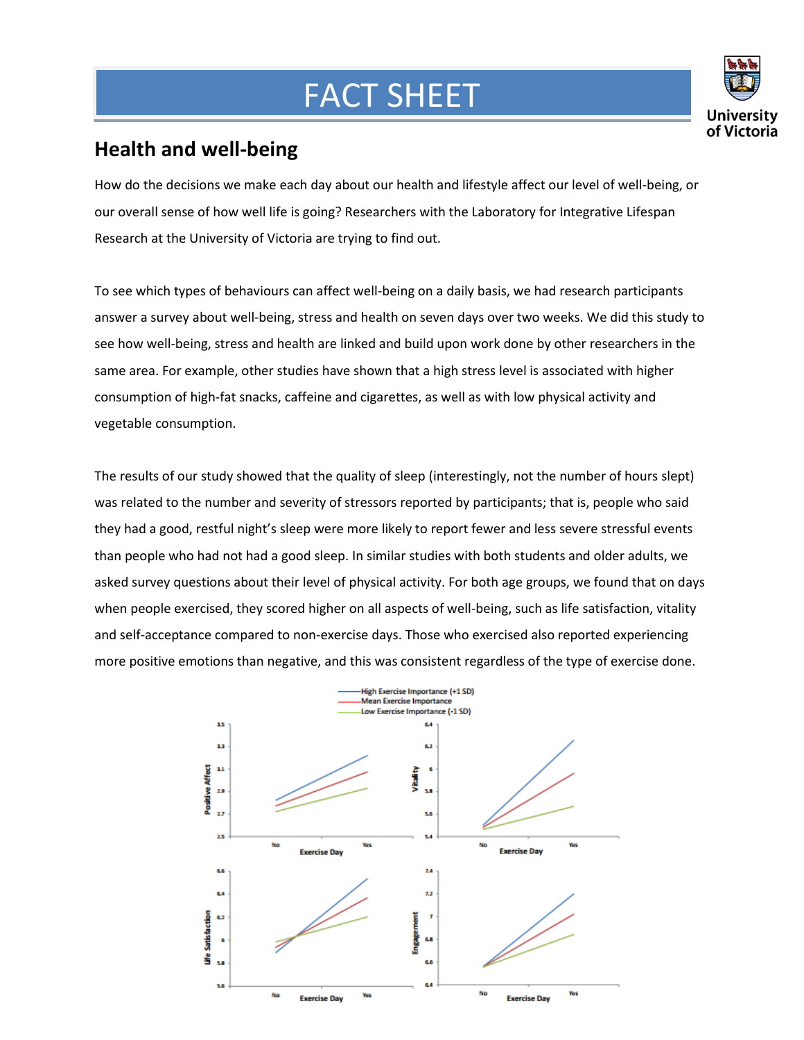# FACT SHEET

University of Victoria

## Health and well-being

How do the decisions we make each day about our health and lifestyle affect our level of well-being, or our overall sense of how well life is going? Researchers with the Laboratory for Integrative Lifespan Research at the University of Victoria are trying to find out.

To see which types of behaviours can affect well-being on a daily basis, we had research participants answer a survey about well-being, stress and health on seven days over two weeks. We did this study to see how well-being, stress and health are linked and build upon work done by other researchers in the same area. For example, other studies have shown that a high stress level is associated with higher consumption of high-fat snacks, caffeine and cigarettes, as well as with low physical activity and vegetable consumption.

The results of our study showed that the quality of sleep (interestingly, not the number of hours slept) was related to the number and severity of stressors reported by participants; that is, people who said they had a good, restful night's sleep were more likely to report fewer and less severe stressful events than people who had not had a good sleep. In similar studies with both students and older adults, we asked survey questions about their level of physical activity. For both age groups, we found that on days when people exercised, they scored higher on all aspects of well-being, such as life satisfaction, vitality and self-acceptance compared to non-exercise days. Those who exercised also reported experiencing more positive emotions than negative, and this was consistent regardless of the type of exercise done.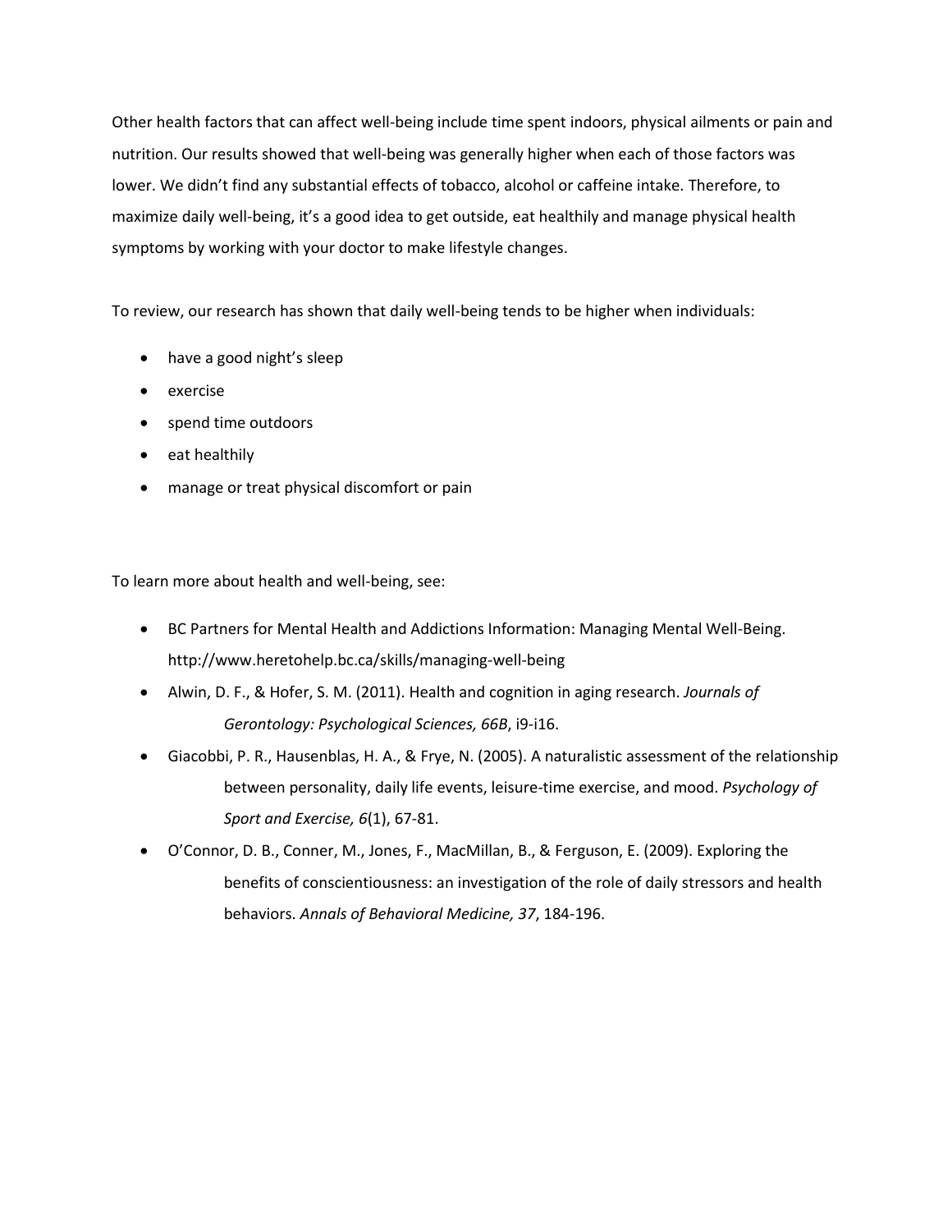Other health factors that can affect well-being include time spent indoors, physical ailments or pain and nutrition. Our results showed that well-being was generally higher when each of those factors was lower. We didn't find any substantial effects of tobacco, alcohol or caffeine intake. Therefore, to maximize daily well-being, it's a good idea to get outside, eat healthily and manage physical health symptoms by working with your doctor to make lifestyle changes.

To review, our research has shown that daily well-being tends to be higher when individuals:

- have a good night's sleep
- exercise
- spend time outdoors
- eat healthily
- manage or treat physical discomfort or pain

To learn more about health and well-being, see:

- BC Partners for Mental Health and Addictions Information: Managing Mental Well-Being. http://www.heretohelp.bc.ca/skills/managing-well-being
- Alwin, D. F., & Hofer, S. M. (2011). Health and cognition in aging research. *Journals of Gerontology: Psychological Sciences, 66B*, i9-i16.
- Giacobbi, P. R., Hausenblas, H. A., & Frye, N. (2005). A naturalistic assessment of the relationship between personality, daily life events, leisure-time exercise, and mood. *Psychology of Sport and Exercise, 6*(1), 67-81.
- O'Connor, D. B., Conner, M., Jones, F., MacMillan, B., & Ferguson, E. (2009). Exploring the benefits of conscientiousness: an investigation of the role of daily stressors and health behaviors. *Annals of Behavioral Medicine, 37*, 184-196.